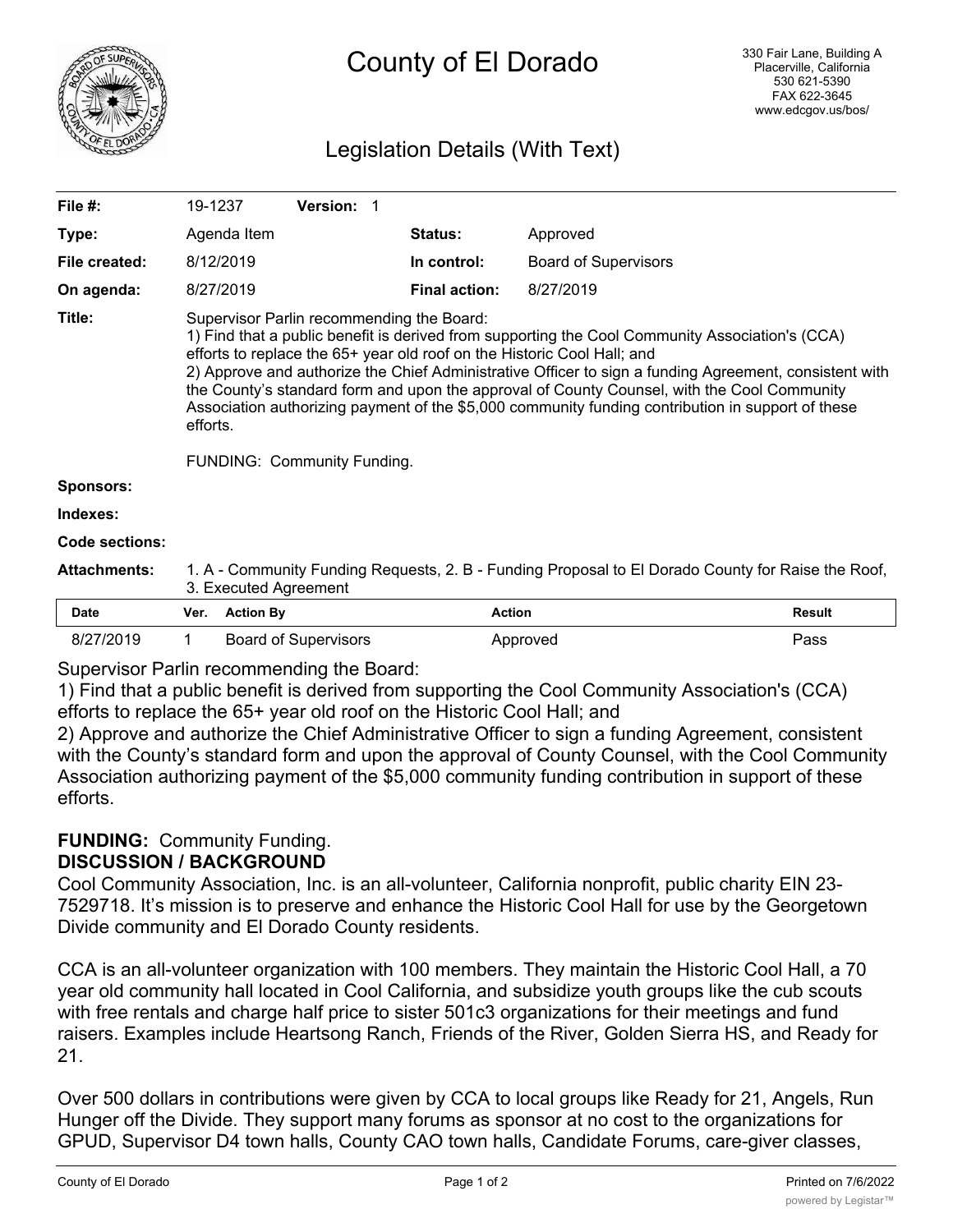# County of El Dorado

330 Fair Lane, Building A
Placerville, California
530 621-5390
FAX 622-3645
www.edcgov.us/bos/

## Legislation Details (With Text)

| | | | |
|---|---|---|---|
| **File #:** | 19-1237 **Version:** 1 | | |
| **Type:** | Agenda Item | **Status:** | Approved |
| **File created:** | 8/12/2019 | **In control:** | Board of Supervisors |
| **On agenda:** | 8/27/2019 | **Final action:** | 8/27/2019 |

**Title:** Supervisor Parlin recommending the Board:
1) Find that a public benefit is derived from supporting the Cool Community Association's (CCA) efforts to replace the 65+ year old roof on the Historic Cool Hall; and
2) Approve and authorize the Chief Administrative Officer to sign a funding Agreement, consistent with the County's standard form and upon the approval of County Counsel, with the Cool Community Association authorizing payment of the $5,000 community funding contribution in support of these efforts.

FUNDING: Community Funding.

**Sponsors:**

**Indexes:**

**Code sections:**

**Attachments:** 1. A - Community Funding Requests, 2. B - Funding Proposal to El Dorado County for Raise the Roof, 3. Executed Agreement

| Date | Ver. | Action By | Action | Result |
|---|---|---|---|---|
| 8/27/2019 | 1 | Board of Supervisors | Approved | Pass |

Supervisor Parlin recommending the Board:
1) Find that a public benefit is derived from supporting the Cool Community Association's (CCA) efforts to replace the 65+ year old roof on the Historic Cool Hall; and
2) Approve and authorize the Chief Administrative Officer to sign a funding Agreement, consistent with the County's standard form and upon the approval of County Counsel, with the Cool Community Association authorizing payment of the $5,000 community funding contribution in support of these efforts.

**FUNDING:** Community Funding.
**DISCUSSION / BACKGROUND**
Cool Community Association, Inc. is an all-volunteer, California nonprofit, public charity EIN 23-7529718. It's mission is to preserve and enhance the Historic Cool Hall for use by the Georgetown Divide community and El Dorado County residents.

CCA is an all-volunteer organization with 100 members. They maintain the Historic Cool Hall, a 70 year old community hall located in Cool California, and subsidize youth groups like the cub scouts with free rentals and charge half price to sister 501c3 organizations for their meetings and fund raisers. Examples include Heartsong Ranch, Friends of the River, Golden Sierra HS, and Ready for 21.

Over 500 dollars in contributions were given by CCA to local groups like Ready for 21, Angels, Run Hunger off the Divide. They support many forums as sponsor at no cost to the organizations for GPUD, Supervisor D4 town halls, County CAO town halls, Candidate Forums, care-giver classes,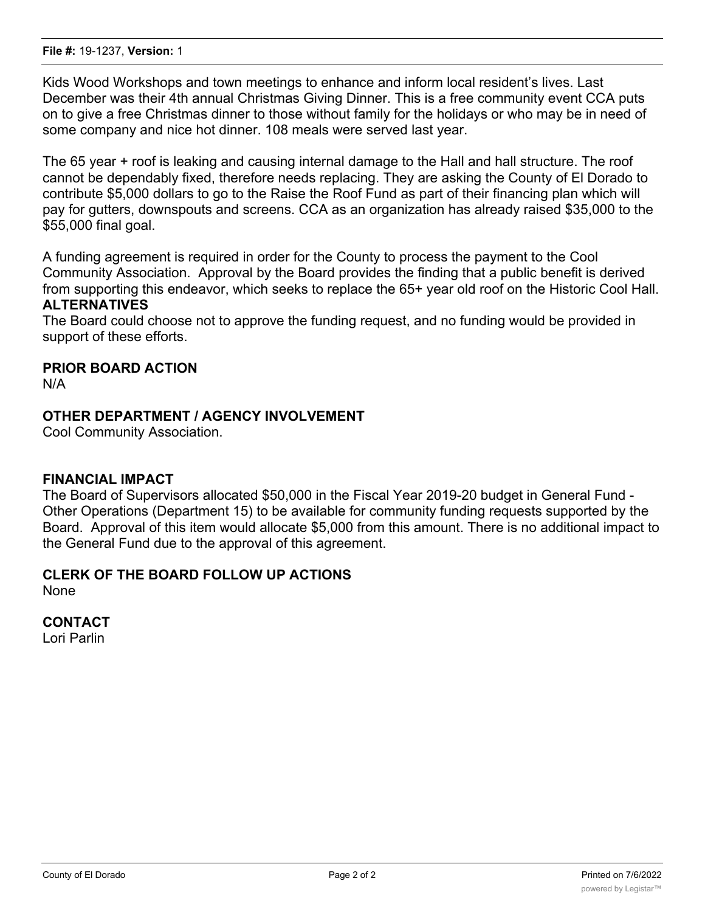Kids Wood Workshops and town meetings to enhance and inform local resident's lives. Last December was their 4th annual Christmas Giving Dinner. This is a free community event CCA puts on to give a free Christmas dinner to those without family for the holidays or who may be in need of some company and nice hot dinner. 108 meals were served last year.

The 65 year + roof is leaking and causing internal damage to the Hall and hall structure. The roof cannot be dependably fixed, therefore needs replacing. They are asking the County of El Dorado to contribute $5,000 dollars to go to the Raise the Roof Fund as part of their financing plan which will pay for gutters, downspouts and screens. CCA as an organization has already raised $35,000 to the $55,000 final goal.

A funding agreement is required in order for the County to process the payment to the Cool Community Association. Approval by the Board provides the finding that a public benefit is derived from supporting this endeavor, which seeks to replace the 65+ year old roof on the Historic Cool Hall.

**ALTERNATIVES**

The Board could choose not to approve the funding request, and no funding would be provided in support of these efforts.

**PRIOR BOARD ACTION**

N/A

**OTHER DEPARTMENT / AGENCY INVOLVEMENT**

Cool Community Association.

**FINANCIAL IMPACT**

The Board of Supervisors allocated $50,000 in the Fiscal Year 2019-20 budget in General Fund - Other Operations (Department 15) to be available for community funding requests supported by the Board. Approval of this item would allocate $5,000 from this amount. There is no additional impact to the General Fund due to the approval of this agreement.

**CLERK OF THE BOARD FOLLOW UP ACTIONS**

None

**CONTACT**

Lori Parlin